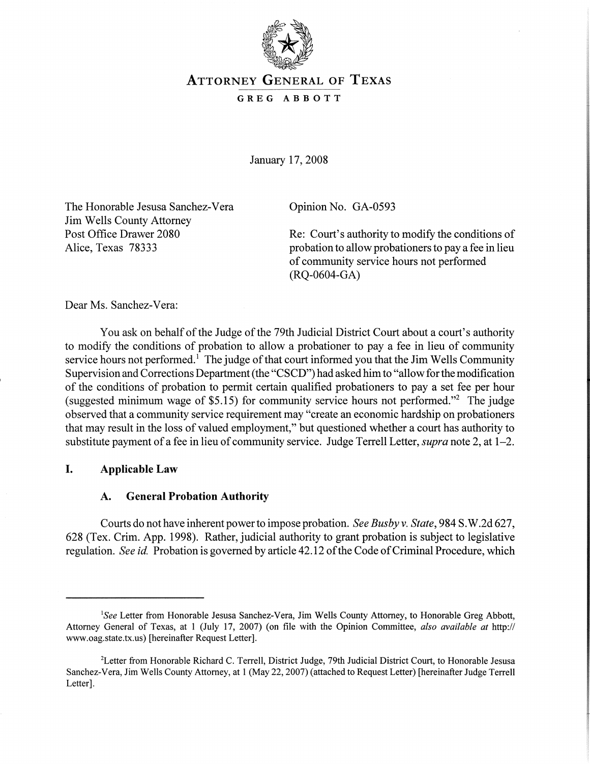# ATTORNEY GENERAL OF TEXAS

GREG ABBOTT

January 17, 2008

The Honorable Jesusa Sanchez-Vera
Jim Wells County Attorney
Post Office Drawer 2080
Alice, Texas 78333

Opinion No. GA-0593

Re: Court's authority to modify the conditions of probation to allow probationers to pay a fee in lieu of community service hours not performed (RQ-0604-GA)

Dear Ms. Sanchez-Vera:

You ask on behalf of the Judge of the 79th Judicial District Court about a court's authority to modify the conditions of probation to allow a probationer to pay a fee in lieu of community service hours not performed.[1] The judge of that court informed you that the Jim Wells Community Supervision and Corrections Department (the "CSCD") had asked him to "allow for the modification of the conditions of probation to permit certain qualified probationers to pay a set fee per hour (suggested minimum wage of $5.15) for community service hours not performed."[2] The judge observed that a community service requirement may "create an economic hardship on probationers that may result in the loss of valued employment," but questioned whether a court has authority to substitute payment of a fee in lieu of community service. Judge Terrell Letter, *supra* note 2, at 1–2.

## I. Applicable Law

### A. General Probation Authority

Courts do not have inherent power to impose probation. *See Busby v. State*, 984 S.W.2d 627, 628 (Tex. Crim. App. 1998). Rather, judicial authority to grant probation is subject to legislative regulation. *See id.* Probation is governed by article 42.12 of the Code of Criminal Procedure, which

---

[1] *See* Letter from Honorable Jesusa Sanchez-Vera, Jim Wells County Attorney, to Honorable Greg Abbott, Attorney General of Texas, at 1 (July 17, 2007) (on file with the Opinion Committee, *also available at* http://www.oag.state.tx.us) [hereinafter Request Letter].

[2] Letter from Honorable Richard C. Terrell, District Judge, 79th Judicial District Court, to Honorable Jesusa Sanchez-Vera, Jim Wells County Attorney, at 1 (May 22, 2007) (attached to Request Letter) [hereinafter Judge Terrell Letter].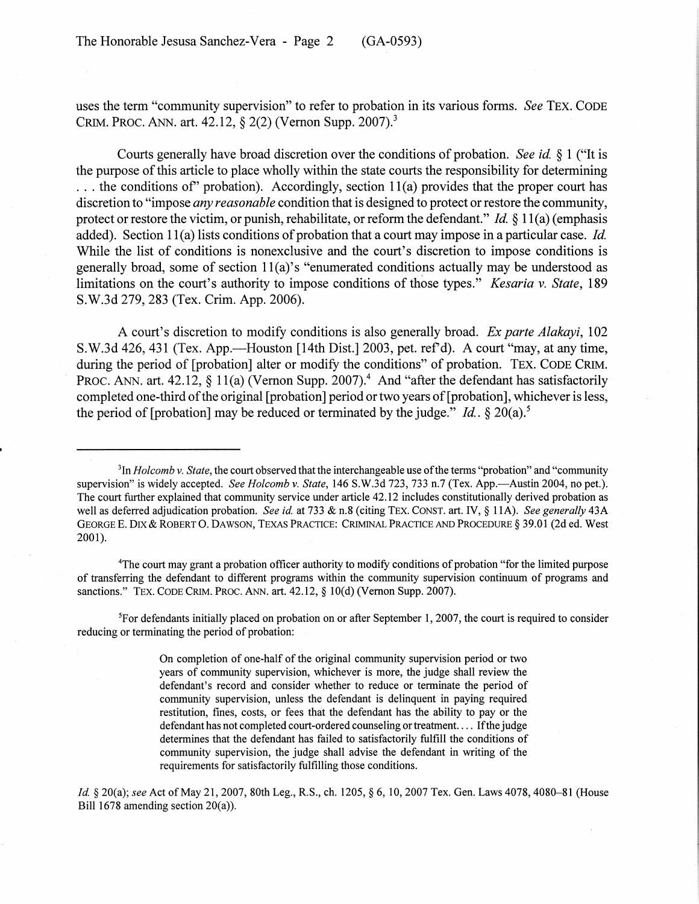uses the term "community supervision" to refer to probation in its various forms. *See* TEX. CODE CRIM. PROC. ANN. art. 42.12, § 2(2) (Vernon Supp. 2007).[3]

Courts generally have broad discretion over the conditions of probation. *See id.* § 1 ("It is the purpose of this article to place wholly within the state courts the responsibility for determining . . . the conditions of" probation). Accordingly, section 11(a) provides that the proper court has discretion to "impose *any reasonable* condition that is designed to protect or restore the community, protect or restore the victim, or punish, rehabilitate, or reform the defendant." *Id.* § 11(a) (emphasis added). Section 11(a) lists conditions of probation that a court may impose in a particular case. *Id.* While the list of conditions is nonexclusive and the court's discretion to impose conditions is generally broad, some of section 11(a)'s "enumerated conditions actually may be understood as limitations on the court's authority to impose conditions of those types." *Kesaria v. State*, 189 S.W.3d 279, 283 (Tex. Crim. App. 2006).

A court's discretion to modify conditions is also generally broad. *Ex parte Alakayi*, 102 S.W.3d 426, 431 (Tex. App.—Houston [14th Dist.] 2003, pet. ref'd). A court "may, at any time, during the period of [probation] alter or modify the conditions" of probation. TEX. CODE CRIM. PROC. ANN. art. 42.12, § 11(a) (Vernon Supp. 2007).[4] And "after the defendant has satisfactorily completed one-third of the original [probation] period or two years of [probation], whichever is less, the period of [probation] may be reduced or terminated by the judge." *Id.*. § 20(a).[5]

---

[3]In *Holcomb v. State*, the court observed that the interchangeable use of the terms "probation" and "community supervision" is widely accepted. *See Holcomb v. State*, 146 S.W.3d 723, 733 n.7 (Tex. App.—Austin 2004, no pet.). The court further explained that community service under article 42.12 includes constitutionally derived probation as well as deferred adjudication probation. *See id.* at 733 & n.8 (citing TEX. CONST. art. IV, § 11A). *See generally* 43A GEORGE E. DIX & ROBERT O. DAWSON, TEXAS PRACTICE: CRIMINAL PRACTICE AND PROCEDURE § 39.01 (2d ed. West 2001).

[4]The court may grant a probation officer authority to modify conditions of probation "for the limited purpose of transferring the defendant to different programs within the community supervision continuum of programs and sanctions." TEX. CODE CRIM. PROC. ANN. art. 42.12, § 10(d) (Vernon Supp. 2007).

[5]For defendants initially placed on probation on or after September 1, 2007, the court is required to consider reducing or terminating the period of probation:

> On completion of one-half of the original community supervision period or two years of community supervision, whichever is more, the judge shall review the defendant's record and consider whether to reduce or terminate the period of community supervision, unless the defendant is delinquent in paying required restitution, fines, costs, or fees that the defendant has the ability to pay or the defendant has not completed court-ordered counseling or treatment. . . . If the judge determines that the defendant has failed to satisfactorily fulfill the conditions of community supervision, the judge shall advise the defendant in writing of the requirements for satisfactorily fulfilling those conditions.

*Id.* § 20(a); *see* Act of May 21, 2007, 80th Leg., R.S., ch. 1205, § 6, 10, 2007 Tex. Gen. Laws 4078, 4080–81 (House Bill 1678 amending section 20(a)).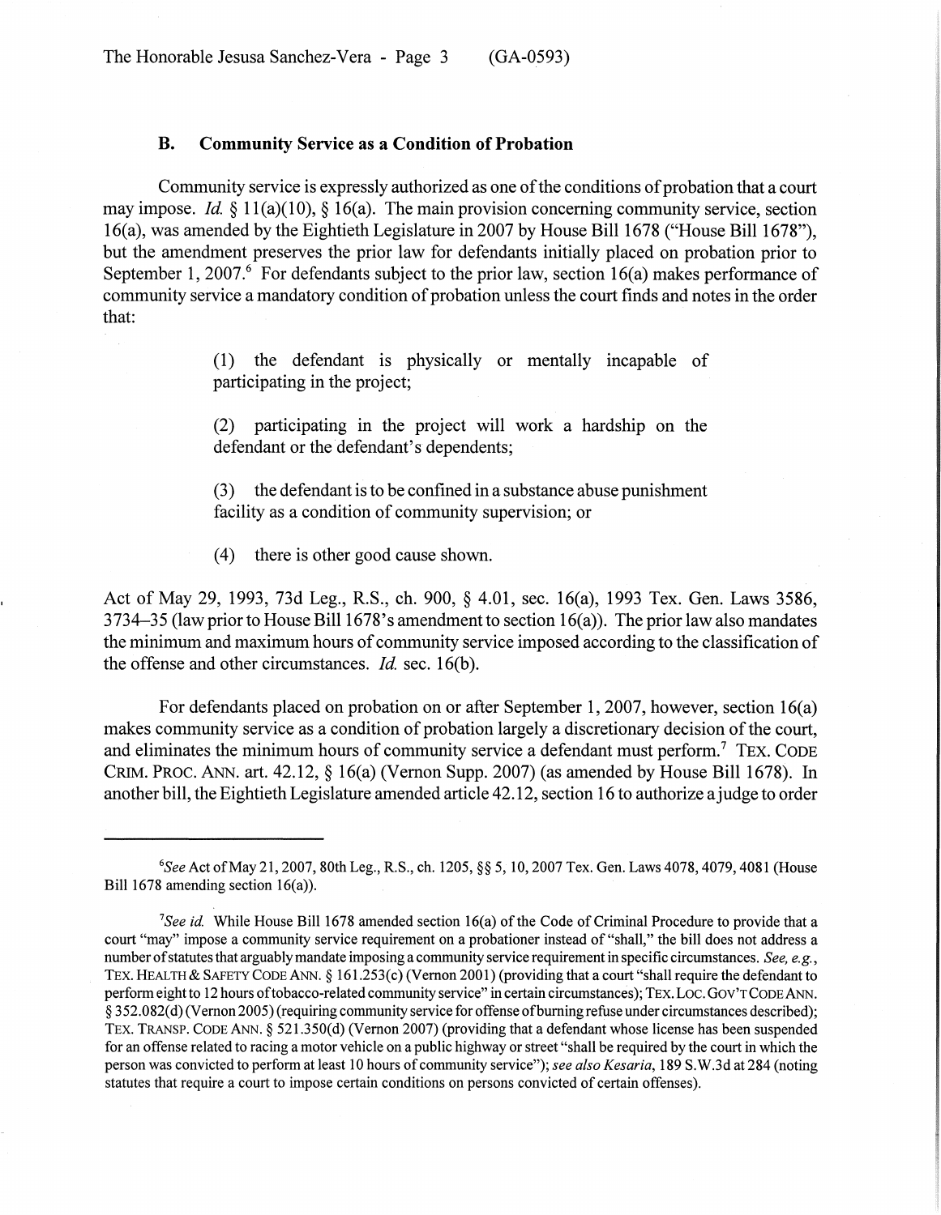### B. Community Service as a Condition of Probation

Community service is expressly authorized as one of the conditions of probation that a court may impose. *Id.* § 11(a)(10), § 16(a). The main provision concerning community service, section 16(a), was amended by the Eightieth Legislature in 2007 by House Bill 1678 ("House Bill 1678"), but the amendment preserves the prior law for defendants initially placed on probation prior to September 1, 2007.[6] For defendants subject to the prior law, section 16(a) makes performance of community service a mandatory condition of probation unless the court finds and notes in the order that:

> (1) the defendant is physically or mentally incapable of participating in the project;
>
> (2) participating in the project will work a hardship on the defendant or the defendant's dependents;
>
> (3) the defendant is to be confined in a substance abuse punishment facility as a condition of community supervision; or
>
> (4) there is other good cause shown.

Act of May 29, 1993, 73d Leg., R.S., ch. 900, § 4.01, sec. 16(a), 1993 Tex. Gen. Laws 3586, 3734–35 (law prior to House Bill 1678's amendment to section 16(a)). The prior law also mandates the minimum and maximum hours of community service imposed according to the classification of the offense and other circumstances. *Id.* sec. 16(b).

For defendants placed on probation on or after September 1, 2007, however, section 16(a) makes community service as a condition of probation largely a discretionary decision of the court, and eliminates the minimum hours of community service a defendant must perform.[7] TEX. CODE CRIM. PROC. ANN. art. 42.12, § 16(a) (Vernon Supp. 2007) (as amended by House Bill 1678). In another bill, the Eightieth Legislature amended article 42.12, section 16 to authorize a judge to order

---

[6] *See* Act of May 21, 2007, 80th Leg., R.S., ch. 1205, §§ 5, 10, 2007 Tex. Gen. Laws 4078, 4079, 4081 (House Bill 1678 amending section 16(a)).

[7] *See id.* While House Bill 1678 amended section 16(a) of the Code of Criminal Procedure to provide that a court "may" impose a community service requirement on a probationer instead of "shall," the bill does not address a number of statutes that arguably mandate imposing a community service requirement in specific circumstances. *See, e.g.*, TEX. HEALTH & SAFETY CODE ANN. § 161.253(c) (Vernon 2001) (providing that a court "shall require the defendant to perform eight to 12 hours of tobacco-related community service" in certain circumstances); TEX. LOC. GOV'T CODE ANN. § 352.082(d) (Vernon 2005) (requiring community service for offense of burning refuse under circumstances described); TEX. TRANSP. CODE ANN. § 521.350(d) (Vernon 2007) (providing that a defendant whose license has been suspended for an offense related to racing a motor vehicle on a public highway or street "shall be required by the court in which the person was convicted to perform at least 10 hours of community service"); *see also Kesaria*, 189 S.W.3d at 284 (noting statutes that require a court to impose certain conditions on persons convicted of certain offenses).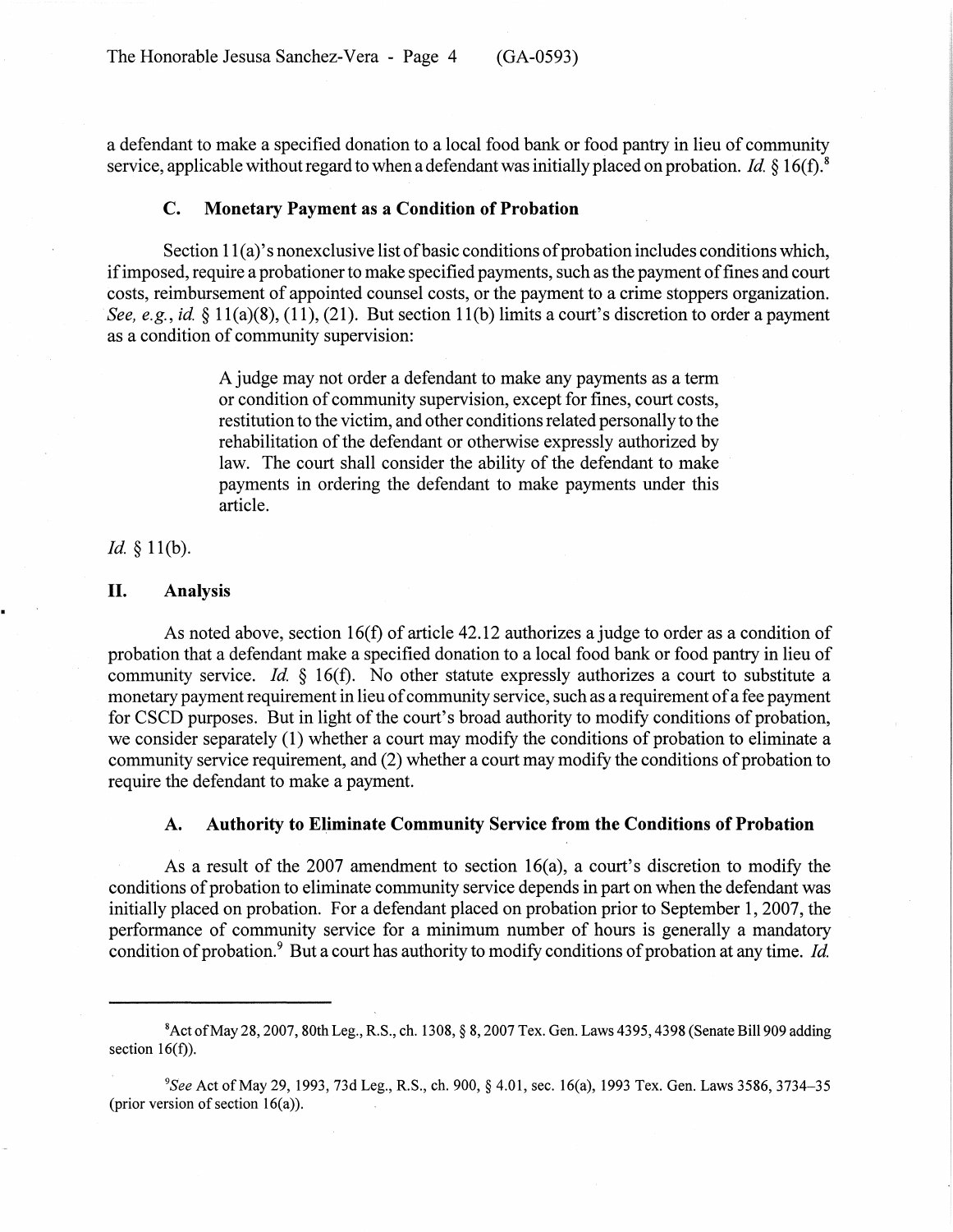a defendant to make a specified donation to a local food bank or food pantry in lieu of community service, applicable without regard to when a defendant was initially placed on probation. *Id.* § 16(f).[8]

### C. Monetary Payment as a Condition of Probation

Section 11(a)'s nonexclusive list of basic conditions of probation includes conditions which, if imposed, require a probationer to make specified payments, such as the payment of fines and court costs, reimbursement of appointed counsel costs, or the payment to a crime stoppers organization. *See, e.g., id.* § 11(a)(8), (11), (21). But section 11(b) limits a court's discretion to order a payment as a condition of community supervision:

> A judge may not order a defendant to make any payments as a term or condition of community supervision, except for fines, court costs, restitution to the victim, and other conditions related personally to the rehabilitation of the defendant or otherwise expressly authorized by law. The court shall consider the ability of the defendant to make payments in ordering the defendant to make payments under this article.

*Id.* § 11(b).

## II. Analysis

As noted above, section 16(f) of article 42.12 authorizes a judge to order as a condition of probation that a defendant make a specified donation to a local food bank or food pantry in lieu of community service. *Id.* § 16(f). No other statute expressly authorizes a court to substitute a monetary payment requirement in lieu of community service, such as a requirement of a fee payment for CSCD purposes. But in light of the court's broad authority to modify conditions of probation, we consider separately (1) whether a court may modify the conditions of probation to eliminate a community service requirement, and (2) whether a court may modify the conditions of probation to require the defendant to make a payment.

### A. Authority to Eliminate Community Service from the Conditions of Probation

As a result of the 2007 amendment to section 16(a), a court's discretion to modify the conditions of probation to eliminate community service depends in part on when the defendant was initially placed on probation. For a defendant placed on probation prior to September 1, 2007, the performance of community service for a minimum number of hours is generally a mandatory condition of probation.[9] But a court has authority to modify conditions of probation at any time. *Id.*

---

[8]Act of May 28, 2007, 80th Leg., R.S., ch. 1308, § 8, 2007 Tex. Gen. Laws 4395, 4398 (Senate Bill 909 adding section 16(f)).

[9]*See* Act of May 29, 1993, 73d Leg., R.S., ch. 900, § 4.01, sec. 16(a), 1993 Tex. Gen. Laws 3586, 3734–35 (prior version of section 16(a)).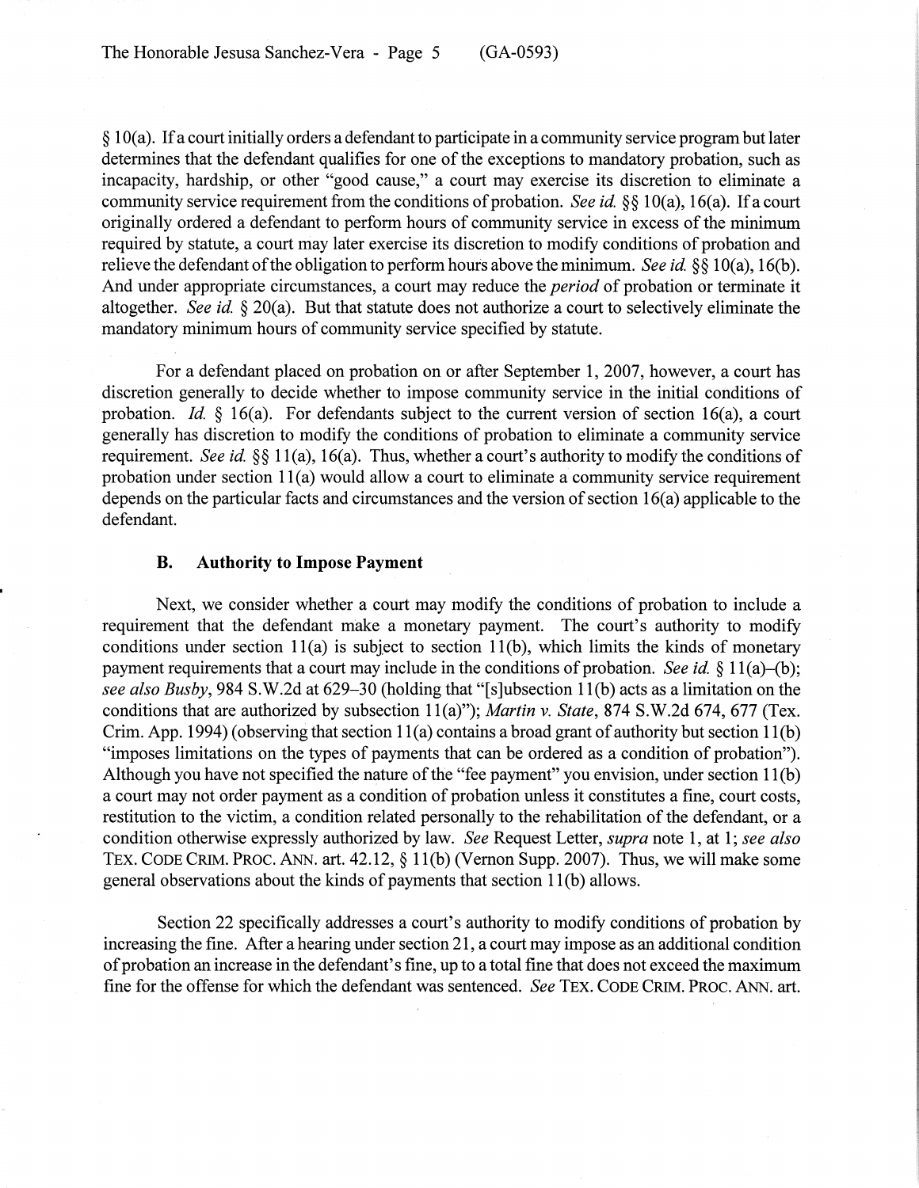§ 10(a). If a court initially orders a defendant to participate in a community service program but later determines that the defendant qualifies for one of the exceptions to mandatory probation, such as incapacity, hardship, or other "good cause," a court may exercise its discretion to eliminate a community service requirement from the conditions of probation. *See id.* §§ 10(a), 16(a). If a court originally ordered a defendant to perform hours of community service in excess of the minimum required by statute, a court may later exercise its discretion to modify conditions of probation and relieve the defendant of the obligation to perform hours above the minimum. *See id.* §§ 10(a), 16(b). And under appropriate circumstances, a court may reduce the *period* of probation or terminate it altogether. *See id.* § 20(a). But that statute does not authorize a court to selectively eliminate the mandatory minimum hours of community service specified by statute.

For a defendant placed on probation on or after September 1, 2007, however, a court has discretion generally to decide whether to impose community service in the initial conditions of probation. *Id.* § 16(a). For defendants subject to the current version of section 16(a), a court generally has discretion to modify the conditions of probation to eliminate a community service requirement. *See id.* §§ 11(a), 16(a). Thus, whether a court's authority to modify the conditions of probation under section 11(a) would allow a court to eliminate a community service requirement depends on the particular facts and circumstances and the version of section 16(a) applicable to the defendant.

### B. Authority to Impose Payment

Next, we consider whether a court may modify the conditions of probation to include a requirement that the defendant make a monetary payment. The court's authority to modify conditions under section 11(a) is subject to section 11(b), which limits the kinds of monetary payment requirements that a court may include in the conditions of probation. *See id.* § 11(a)–(b); *see also Busby*, 984 S.W.2d at 629–30 (holding that "[s]ubsection 11(b) acts as a limitation on the conditions that are authorized by subsection 11(a)"); *Martin v. State*, 874 S.W.2d 674, 677 (Tex. Crim. App. 1994) (observing that section 11(a) contains a broad grant of authority but section 11(b) "imposes limitations on the types of payments that can be ordered as a condition of probation"). Although you have not specified the nature of the "fee payment" you envision, under section 11(b) a court may not order payment as a condition of probation unless it constitutes a fine, court costs, restitution to the victim, a condition related personally to the rehabilitation of the defendant, or a condition otherwise expressly authorized by law. *See* Request Letter, *supra* note 1, at 1; *see also* TEX. CODE CRIM. PROC. ANN. art. 42.12, § 11(b) (Vernon Supp. 2007). Thus, we will make some general observations about the kinds of payments that section 11(b) allows.

Section 22 specifically addresses a court's authority to modify conditions of probation by increasing the fine. After a hearing under section 21, a court may impose as an additional condition of probation an increase in the defendant's fine, up to a total fine that does not exceed the maximum fine for the offense for which the defendant was sentenced. *See* TEX. CODE CRIM. PROC. ANN. art.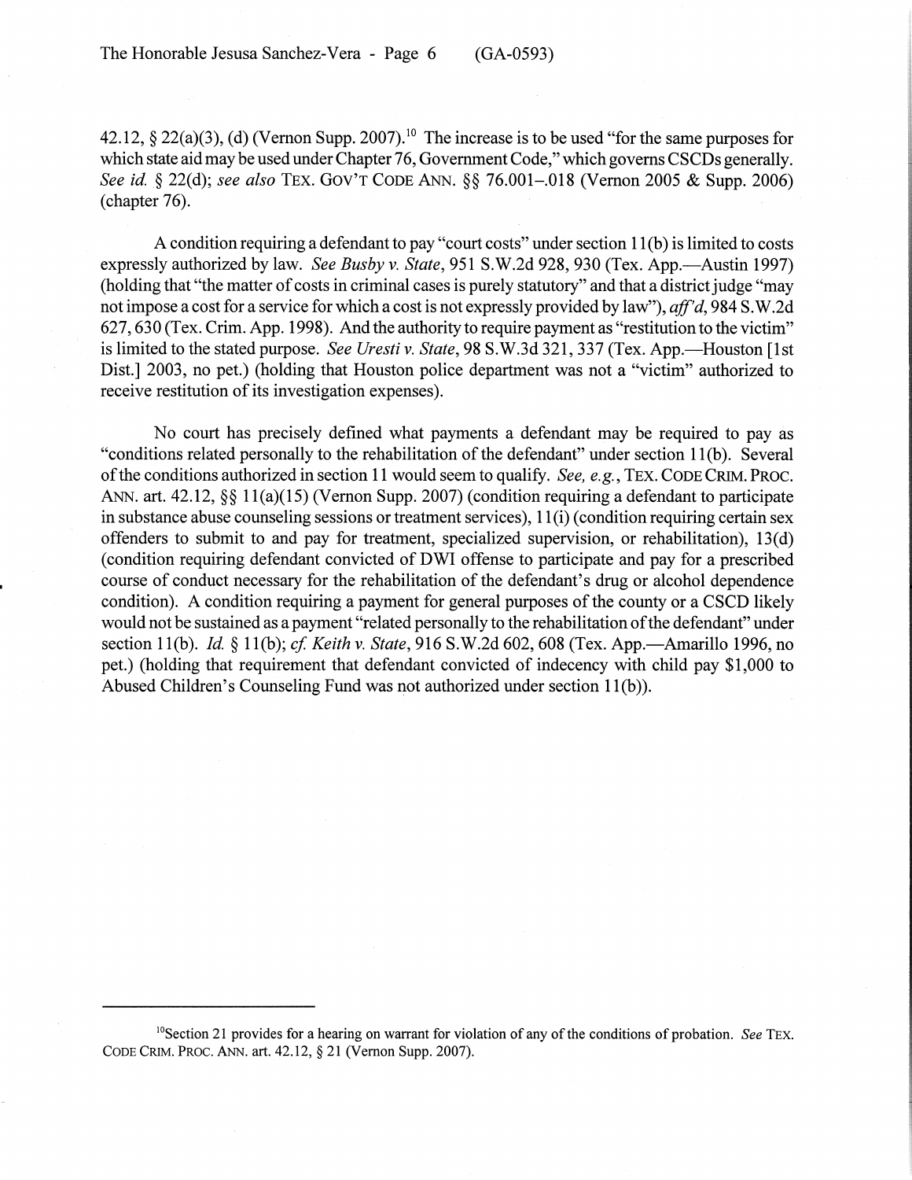42.12, § 22(a)(3), (d) (Vernon Supp. 2007).[10] The increase is to be used "for the same purposes for which state aid may be used under Chapter 76, Government Code," which governs CSCDs generally. *See id.* § 22(d); *see also* TEX. GOV'T CODE ANN. §§ 76.001–.018 (Vernon 2005 & Supp. 2006) (chapter 76).

A condition requiring a defendant to pay "court costs" under section 11(b) is limited to costs expressly authorized by law. *See Busby v. State*, 951 S.W.2d 928, 930 (Tex. App.—Austin 1997) (holding that "the matter of costs in criminal cases is purely statutory" and that a district judge "may not impose a cost for a service for which a cost is not expressly provided by law"), *aff'd*, 984 S.W.2d 627, 630 (Tex. Crim. App. 1998). And the authority to require payment as "restitution to the victim" is limited to the stated purpose. *See Uresti v. State*, 98 S.W.3d 321, 337 (Tex. App.—Houston [1st Dist.] 2003, no pet.) (holding that Houston police department was not a "victim" authorized to receive restitution of its investigation expenses).

No court has precisely defined what payments a defendant may be required to pay as "conditions related personally to the rehabilitation of the defendant" under section 11(b). Several of the conditions authorized in section 11 would seem to qualify. *See, e.g.*, TEX. CODE CRIM. PROC. ANN. art. 42.12, §§ 11(a)(15) (Vernon Supp. 2007) (condition requiring a defendant to participate in substance abuse counseling sessions or treatment services), 11(i) (condition requiring certain sex offenders to submit to and pay for treatment, specialized supervision, or rehabilitation), 13(d) (condition requiring defendant convicted of DWI offense to participate and pay for a prescribed course of conduct necessary for the rehabilitation of the defendant's drug or alcohol dependence condition). A condition requiring a payment for general purposes of the county or a CSCD likely would not be sustained as a payment "related personally to the rehabilitation of the defendant" under section 11(b). *Id.* § 11(b); *cf. Keith v. State*, 916 S.W.2d 602, 608 (Tex. App.—Amarillo 1996, no pet.) (holding that requirement that defendant convicted of indecency with child pay $1,000 to Abused Children's Counseling Fund was not authorized under section 11(b)).

---

[10] Section 21 provides for a hearing on warrant for violation of any of the conditions of probation. *See* TEX. CODE CRIM. PROC. ANN. art. 42.12, § 21 (Vernon Supp. 2007).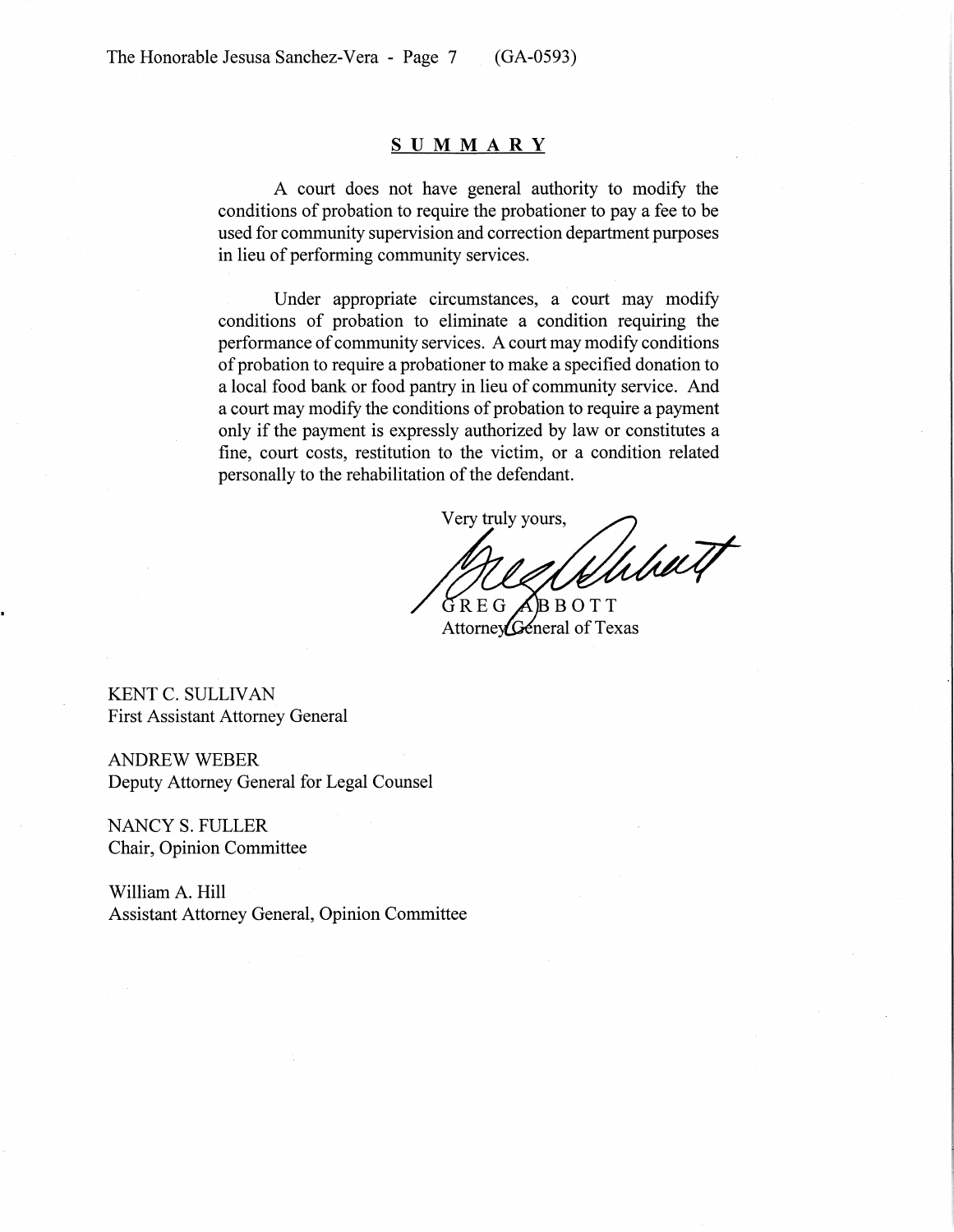## SUMMARY

A court does not have general authority to modify the conditions of probation to require the probationer to pay a fee to be used for community supervision and correction department purposes in lieu of performing community services.

Under appropriate circumstances, a court may modify conditions of probation to eliminate a condition requiring the performance of community services. A court may modify conditions of probation to require a probationer to make a specified donation to a local food bank or food pantry in lieu of community service. And a court may modify the conditions of probation to require a payment only if the payment is expressly authorized by law or constitutes a fine, court costs, restitution to the victim, or a condition related personally to the rehabilitation of the defendant.

Very truly yours,

GREG ABBOTT
Attorney General of Texas

KENT C. SULLIVAN
First Assistant Attorney General

ANDREW WEBER
Deputy Attorney General for Legal Counsel

NANCY S. FULLER
Chair, Opinion Committee

William A. Hill
Assistant Attorney General, Opinion Committee